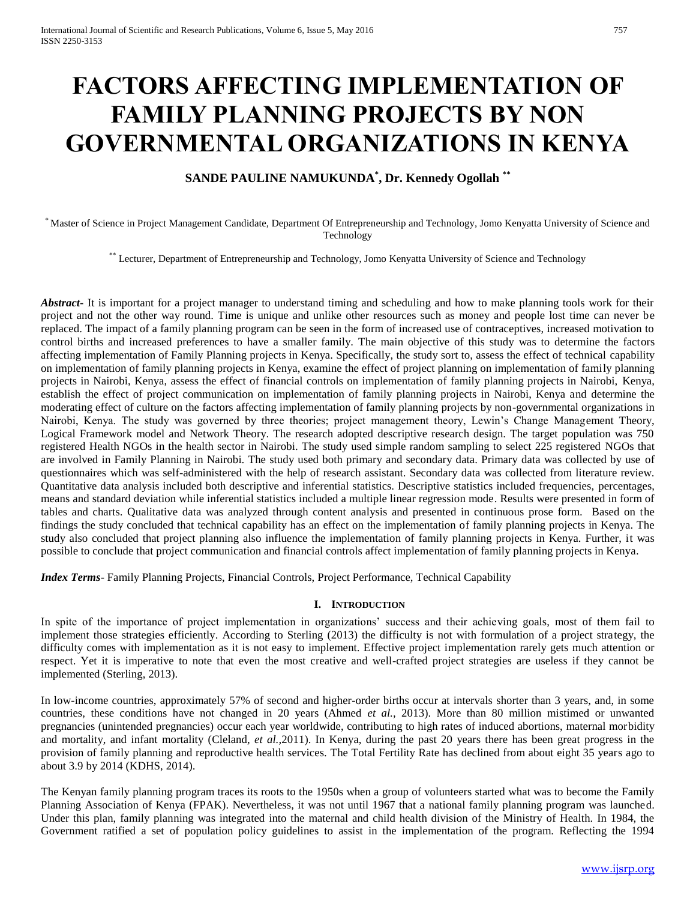# FACTORS AFFECTING IMPLEMENTATION OF FAMILY PLANNING PROJECTS BY NON GOVERNMENTAL ORGANIZATIONS IN KENYA

**SANDE PAULINE NAMUKUNDA[*], Dr. Kennedy Ogollah [**]**

[*] Master of Science in Project Management Candidate, Department Of Entrepreneurship and Technology, Jomo Kenyatta University of Science and Technology

[**] Lecturer, Department of Entrepreneurship and Technology, Jomo Kenyatta University of Science and Technology

***Abstract***- It is important for a project manager to understand timing and scheduling and how to make planning tools work for their project and not the other way round. Time is unique and unlike other resources such as money and people lost time can never be replaced. The impact of a family planning program can be seen in the form of increased use of contraceptives, increased motivation to control births and increased preferences to have a smaller family. The main objective of this study was to determine the factors affecting implementation of Family Planning projects in Kenya. Specifically, the study sort to, assess the effect of technical capability on implementation of family planning projects in Kenya, examine the effect of project planning on implementation of family planning projects in Nairobi, Kenya, assess the effect of financial controls on implementation of family planning projects in Nairobi, Kenya, establish the effect of project communication on implementation of family planning projects in Nairobi, Kenya and determine the moderating effect of culture on the factors affecting implementation of family planning projects by non-governmental organizations in Nairobi, Kenya. The study was governed by three theories; project management theory, Lewin's Change Management Theory, Logical Framework model and Network Theory. The research adopted descriptive research design. The target population was 750 registered Health NGOs in the health sector in Nairobi. The study used simple random sampling to select 225 registered NGOs that are involved in Family Planning in Nairobi. The study used both primary and secondary data. Primary data was collected by use of questionnaires which was self-administered with the help of research assistant. Secondary data was collected from literature review. Quantitative data analysis included both descriptive and inferential statistics. Descriptive statistics included frequencies, percentages, means and standard deviation while inferential statistics included a multiple linear regression mode. Results were presented in form of tables and charts. Qualitative data was analyzed through content analysis and presented in continuous prose form. Based on the findings the study concluded that technical capability has an effect on the implementation of family planning projects in Kenya. The study also concluded that project planning also influence the implementation of family planning projects in Kenya. Further, it was possible to conclude that project communication and financial controls affect implementation of family planning projects in Kenya.

***Index Terms***- Family Planning Projects, Financial Controls, Project Performance, Technical Capability

## I. INTRODUCTION

In spite of the importance of project implementation in organizations' success and their achieving goals, most of them fail to implement those strategies efficiently. According to Sterling (2013) the difficulty is not with formulation of a project strategy, the difficulty comes with implementation as it is not easy to implement. Effective project implementation rarely gets much attention or respect. Yet it is imperative to note that even the most creative and well-crafted project strategies are useless if they cannot be implemented (Sterling, 2013).

In low-income countries, approximately 57% of second and higher-order births occur at intervals shorter than 3 years, and, in some countries, these conditions have not changed in 20 years (Ahmed *et al.,* 2013). More than 80 million mistimed or unwanted pregnancies (unintended pregnancies) occur each year worldwide, contributing to high rates of induced abortions, maternal morbidity and mortality, and infant mortality (Cleland, *et al.,*2011). In Kenya, during the past 20 years there has been great progress in the provision of family planning and reproductive health services. The Total Fertility Rate has declined from about eight 35 years ago to about 3.9 by 2014 (KDHS, 2014).

The Kenyan family planning program traces its roots to the 1950s when a group of volunteers started what was to become the Family Planning Association of Kenya (FPAK). Nevertheless, it was not until 1967 that a national family planning program was launched. Under this plan, family planning was integrated into the maternal and child health division of the Ministry of Health. In 1984, the Government ratified a set of population policy guidelines to assist in the implementation of the program. Reflecting the 1994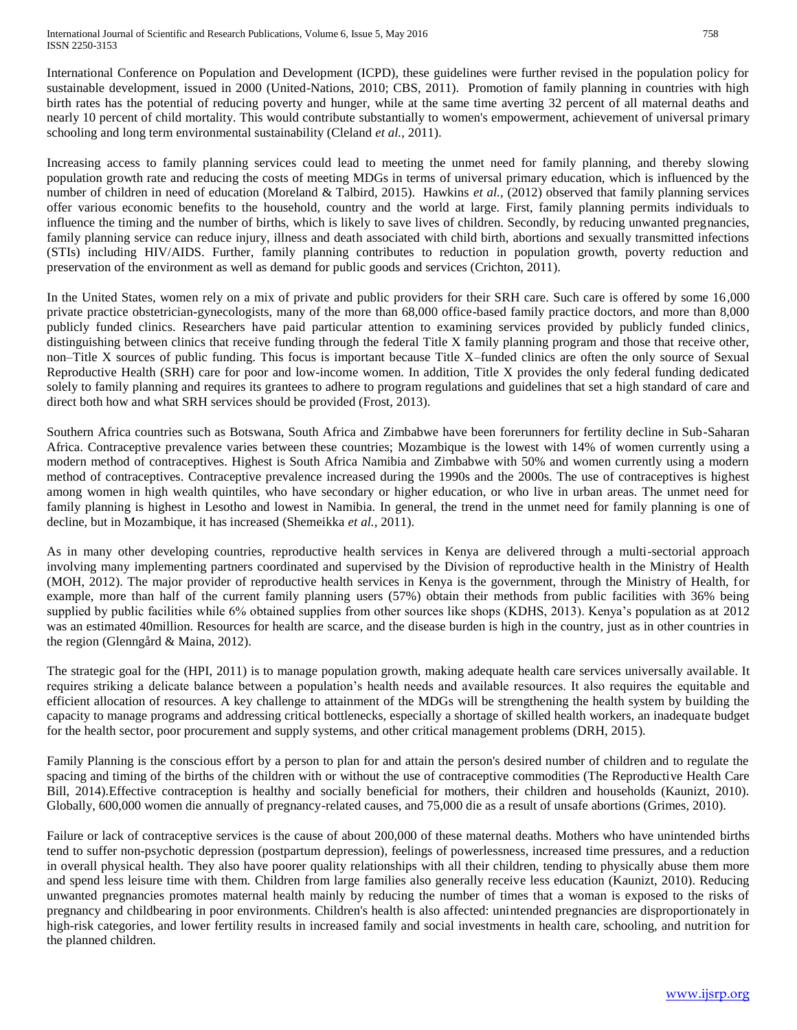International Conference on Population and Development (ICPD), these guidelines were further revised in the population policy for sustainable development, issued in 2000 (United-Nations, 2010; CBS, 2011). Promotion of family planning in countries with high birth rates has the potential of reducing poverty and hunger, while at the same time averting 32 percent of all maternal deaths and nearly 10 percent of child mortality. This would contribute substantially to women's empowerment, achievement of universal primary schooling and long term environmental sustainability (Cleland *et al.,* 2011).

Increasing access to family planning services could lead to meeting the unmet need for family planning, and thereby slowing population growth rate and reducing the costs of meeting MDGs in terms of universal primary education, which is influenced by the number of children in need of education (Moreland & Talbird, 2015). Hawkins *et al.,* (2012) observed that family planning services offer various economic benefits to the household, country and the world at large. First, family planning permits individuals to influence the timing and the number of births, which is likely to save lives of children. Secondly, by reducing unwanted pregnancies, family planning service can reduce injury, illness and death associated with child birth, abortions and sexually transmitted infections (STIs) including HIV/AIDS. Further, family planning contributes to reduction in population growth, poverty reduction and preservation of the environment as well as demand for public goods and services (Crichton, 2011).

In the United States, women rely on a mix of private and public providers for their SRH care. Such care is offered by some 16,000 private practice obstetrician-gynecologists, many of the more than 68,000 office-based family practice doctors, and more than 8,000 publicly funded clinics. Researchers have paid particular attention to examining services provided by publicly funded clinics, distinguishing between clinics that receive funding through the federal Title X family planning program and those that receive other, non–Title X sources of public funding. This focus is important because Title X–funded clinics are often the only source of Sexual Reproductive Health (SRH) care for poor and low-income women. In addition, Title X provides the only federal funding dedicated solely to family planning and requires its grantees to adhere to program regulations and guidelines that set a high standard of care and direct both how and what SRH services should be provided (Frost, 2013).

Southern Africa countries such as Botswana, South Africa and Zimbabwe have been forerunners for fertility decline in Sub-Saharan Africa. Contraceptive prevalence varies between these countries; Mozambique is the lowest with 14% of women currently using a modern method of contraceptives. Highest is South Africa Namibia and Zimbabwe with 50% and women currently using a modern method of contraceptives. Contraceptive prevalence increased during the 1990s and the 2000s. The use of contraceptives is highest among women in high wealth quintiles, who have secondary or higher education, or who live in urban areas. The unmet need for family planning is highest in Lesotho and lowest in Namibia. In general, the trend in the unmet need for family planning is one of decline, but in Mozambique, it has increased (Shemeikka *et al.,* 2011).

As in many other developing countries, reproductive health services in Kenya are delivered through a multi-sectorial approach involving many implementing partners coordinated and supervised by the Division of reproductive health in the Ministry of Health (MOH, 2012). The major provider of reproductive health services in Kenya is the government, through the Ministry of Health, for example, more than half of the current family planning users (57%) obtain their methods from public facilities with 36% being supplied by public facilities while 6% obtained supplies from other sources like shops (KDHS, 2013). Kenya's population as at 2012 was an estimated 40million. Resources for health are scarce, and the disease burden is high in the country, just as in other countries in the region (Glenngård & Maina, 2012).

The strategic goal for the (HPI, 2011) is to manage population growth, making adequate health care services universally available. It requires striking a delicate balance between a population's health needs and available resources. It also requires the equitable and efficient allocation of resources. A key challenge to attainment of the MDGs will be strengthening the health system by building the capacity to manage programs and addressing critical bottlenecks, especially a shortage of skilled health workers, an inadequate budget for the health sector, poor procurement and supply systems, and other critical management problems (DRH, 2015).

Family Planning is the conscious effort by a person to plan for and attain the person's desired number of children and to regulate the spacing and timing of the births of the children with or without the use of contraceptive commodities (The Reproductive Health Care Bill, 2014).Effective contraception is healthy and socially beneficial for mothers, their children and households (Kaunizt, 2010). Globally, 600,000 women die annually of pregnancy-related causes, and 75,000 die as a result of unsafe abortions (Grimes, 2010).

Failure or lack of contraceptive services is the cause of about 200,000 of these maternal deaths. Mothers who have unintended births tend to suffer non-psychotic depression (postpartum depression), feelings of powerlessness, increased time pressures, and a reduction in overall physical health. They also have poorer quality relationships with all their children, tending to physically abuse them more and spend less leisure time with them. Children from large families also generally receive less education (Kaunizt, 2010). Reducing unwanted pregnancies promotes maternal health mainly by reducing the number of times that a woman is exposed to the risks of pregnancy and childbearing in poor environments. Children's health is also affected: unintended pregnancies are disproportionately in high-risk categories, and lower fertility results in increased family and social investments in health care, schooling, and nutrition for the planned children.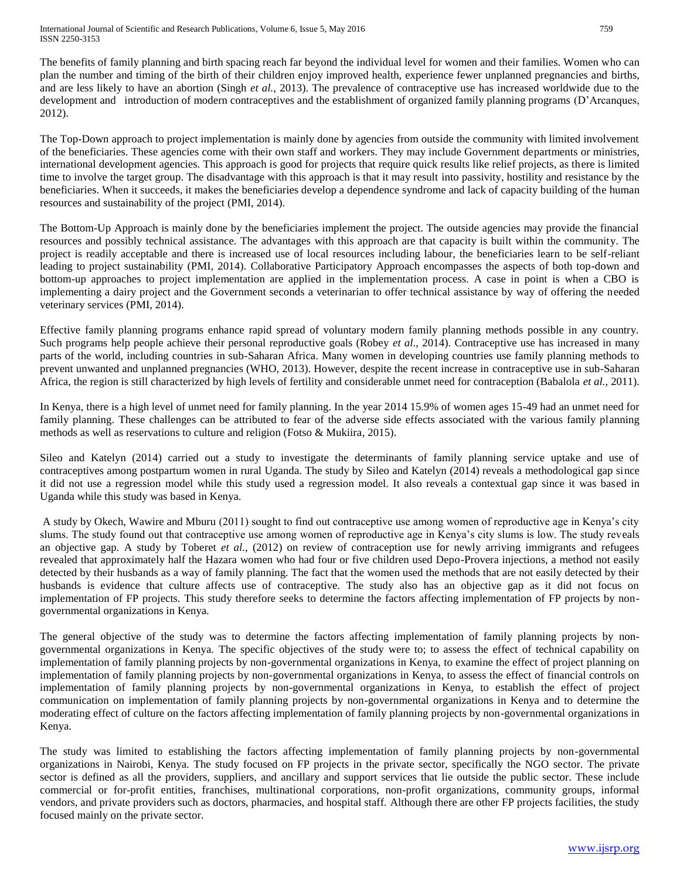The benefits of family planning and birth spacing reach far beyond the individual level for women and their families. Women who can plan the number and timing of the birth of their children enjoy improved health, experience fewer unplanned pregnancies and births, and are less likely to have an abortion (Singh *et al.*, 2013). The prevalence of contraceptive use has increased worldwide due to the development and introduction of modern contraceptives and the establishment of organized family planning programs (D'Arcanques, 2012).

The Top-Down approach to project implementation is mainly done by agencies from outside the community with limited involvement of the beneficiaries. These agencies come with their own staff and workers. They may include Government departments or ministries, international development agencies. This approach is good for projects that require quick results like relief projects, as there is limited time to involve the target group. The disadvantage with this approach is that it may result into passivity, hostility and resistance by the beneficiaries. When it succeeds, it makes the beneficiaries develop a dependence syndrome and lack of capacity building of the human resources and sustainability of the project (PMI, 2014).

The Bottom-Up Approach is mainly done by the beneficiaries implement the project. The outside agencies may provide the financial resources and possibly technical assistance. The advantages with this approach are that capacity is built within the community. The project is readily acceptable and there is increased use of local resources including labour, the beneficiaries learn to be self-reliant leading to project sustainability (PMI, 2014). Collaborative Participatory Approach encompasses the aspects of both top-down and bottom-up approaches to project implementation are applied in the implementation process. A case in point is when a CBO is implementing a dairy project and the Government seconds a veterinarian to offer technical assistance by way of offering the needed veterinary services (PMI, 2014).

Effective family planning programs enhance rapid spread of voluntary modern family planning methods possible in any country. Such programs help people achieve their personal reproductive goals (Robey *et al*., 2014). Contraceptive use has increased in many parts of the world, including countries in sub-Saharan Africa. Many women in developing countries use family planning methods to prevent unwanted and unplanned pregnancies (WHO, 2013). However, despite the recent increase in contraceptive use in sub-Saharan Africa, the region is still characterized by high levels of fertility and considerable unmet need for contraception (Babalola *et al.*, 2011).

In Kenya, there is a high level of unmet need for family planning. In the year 2014 15.9% of women ages 15-49 had an unmet need for family planning. These challenges can be attributed to fear of the adverse side effects associated with the various family planning methods as well as reservations to culture and religion (Fotso & Mukiira, 2015).

Sileo and Katelyn (2014) carried out a study to investigate the determinants of family planning service uptake and use of contraceptives among postpartum women in rural Uganda. The study by Sileo and Katelyn (2014) reveals a methodological gap since it did not use a regression model while this study used a regression model. It also reveals a contextual gap since it was based in Uganda while this study was based in Kenya.

A study by Okech, Wawire and Mburu (2011) sought to find out contraceptive use among women of reproductive age in Kenya's city slums. The study found out that contraceptive use among women of reproductive age in Kenya's city slums is low. The study reveals an objective gap. A study by Toberet *et al.,* (2012) on review of contraception use for newly arriving immigrants and refugees revealed that approximately half the Hazara women who had four or five children used Depo-Provera injections, a method not easily detected by their husbands as a way of family planning. The fact that the women used the methods that are not easily detected by their husbands is evidence that culture affects use of contraceptive. The study also has an objective gap as it did not focus on implementation of FP projects. This study therefore seeks to determine the factors affecting implementation of FP projects by non-governmental organizations in Kenya.

The general objective of the study was to determine the factors affecting implementation of family planning projects by non-governmental organizations in Kenya. The specific objectives of the study were to; to assess the effect of technical capability on implementation of family planning projects by non-governmental organizations in Kenya, to examine the effect of project planning on implementation of family planning projects by non-governmental organizations in Kenya, to assess the effect of financial controls on implementation of family planning projects by non-governmental organizations in Kenya, to establish the effect of project communication on implementation of family planning projects by non-governmental organizations in Kenya and to determine the moderating effect of culture on the factors affecting implementation of family planning projects by non-governmental organizations in Kenya.

The study was limited to establishing the factors affecting implementation of family planning projects by non-governmental organizations in Nairobi, Kenya. The study focused on FP projects in the private sector, specifically the NGO sector. The private sector is defined as all the providers, suppliers, and ancillary and support services that lie outside the public sector. These include commercial or for-profit entities, franchises, multinational corporations, non-profit organizations, community groups, informal vendors, and private providers such as doctors, pharmacies, and hospital staff. Although there are other FP projects facilities, the study focused mainly on the private sector.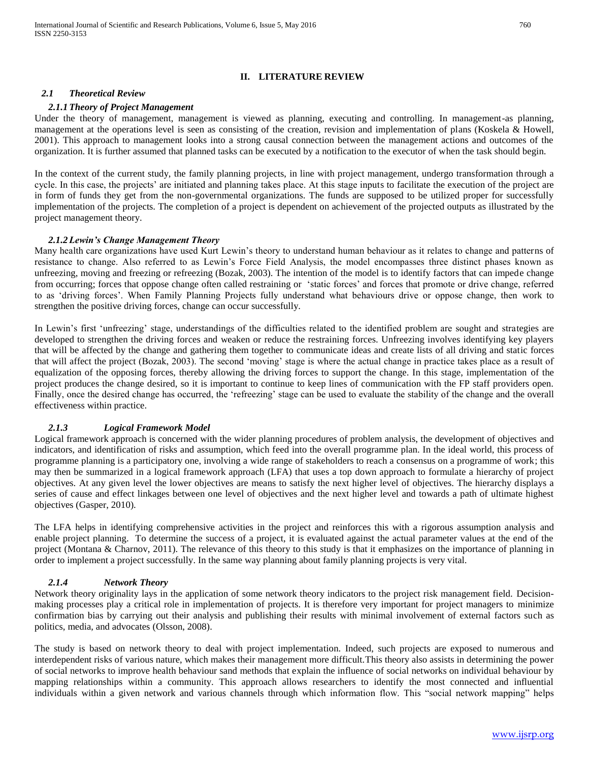## II. LITERATURE REVIEW

### 2.1 Theoretical Review

#### 2.1.1 Theory of Project Management

Under the theory of management, management is viewed as planning, executing and controlling. In management-as planning, management at the operations level is seen as consisting of the creation, revision and implementation of plans (Koskela & Howell, 2001). This approach to management looks into a strong causal connection between the management actions and outcomes of the organization. It is further assumed that planned tasks can be executed by a notification to the executor of when the task should begin.

In the context of the current study, the family planning projects, in line with project management, undergo transformation through a cycle. In this case, the projects' are initiated and planning takes place. At this stage inputs to facilitate the execution of the project are in form of funds they get from the non-governmental organizations. The funds are supposed to be utilized proper for successfully implementation of the projects. The completion of a project is dependent on achievement of the projected outputs as illustrated by the project management theory.

#### 2.1.2 Lewin's Change Management Theory

Many health care organizations have used Kurt Lewin's theory to understand human behaviour as it relates to change and patterns of resistance to change. Also referred to as Lewin's Force Field Analysis, the model encompasses three distinct phases known as unfreezing, moving and freezing or refreezing (Bozak, 2003). The intention of the model is to identify factors that can impede change from occurring; forces that oppose change often called restraining or 'static forces' and forces that promote or drive change, referred to as 'driving forces'. When Family Planning Projects fully understand what behaviours drive or oppose change, then work to strengthen the positive driving forces, change can occur successfully.

In Lewin's first 'unfreezing' stage, understandings of the difficulties related to the identified problem are sought and strategies are developed to strengthen the driving forces and weaken or reduce the restraining forces. Unfreezing involves identifying key players that will be affected by the change and gathering them together to communicate ideas and create lists of all driving and static forces that will affect the project (Bozak, 2003). The second 'moving' stage is where the actual change in practice takes place as a result of equalization of the opposing forces, thereby allowing the driving forces to support the change. In this stage, implementation of the project produces the change desired, so it is important to continue to keep lines of communication with the FP staff providers open. Finally, once the desired change has occurred, the 'refreezing' stage can be used to evaluate the stability of the change and the overall effectiveness within practice.

#### 2.1.3 Logical Framework Model

Logical framework approach is concerned with the wider planning procedures of problem analysis, the development of objectives and indicators, and identification of risks and assumption, which feed into the overall programme plan. In the ideal world, this process of programme planning is a participatory one, involving a wide range of stakeholders to reach a consensus on a programme of work; this may then be summarized in a logical framework approach (LFA) that uses a top down approach to formulate a hierarchy of project objectives. At any given level the lower objectives are means to satisfy the next higher level of objectives. The hierarchy displays a series of cause and effect linkages between one level of objectives and the next higher level and towards a path of ultimate highest objectives (Gasper, 2010).

The LFA helps in identifying comprehensive activities in the project and reinforces this with a rigorous assumption analysis and enable project planning. To determine the success of a project, it is evaluated against the actual parameter values at the end of the project (Montana & Charnov, 2011). The relevance of this theory to this study is that it emphasizes on the importance of planning in order to implement a project successfully. In the same way planning about family planning projects is very vital.

#### 2.1.4 Network Theory

Network theory originality lays in the application of some network theory indicators to the project risk management field. Decision-making processes play a critical role in implementation of projects. It is therefore very important for project managers to minimize confirmation bias by carrying out their analysis and publishing their results with minimal involvement of external factors such as politics, media, and advocates (Olsson, 2008).

The study is based on network theory to deal with project implementation. Indeed, such projects are exposed to numerous and interdependent risks of various nature, which makes their management more difficult.This theory also assists in determining the power of social networks to improve health behaviour sand methods that explain the influence of social networks on individual behaviour by mapping relationships within a community. This approach allows researchers to identify the most connected and influential individuals within a given network and various channels through which information flow. This "social network mapping" helps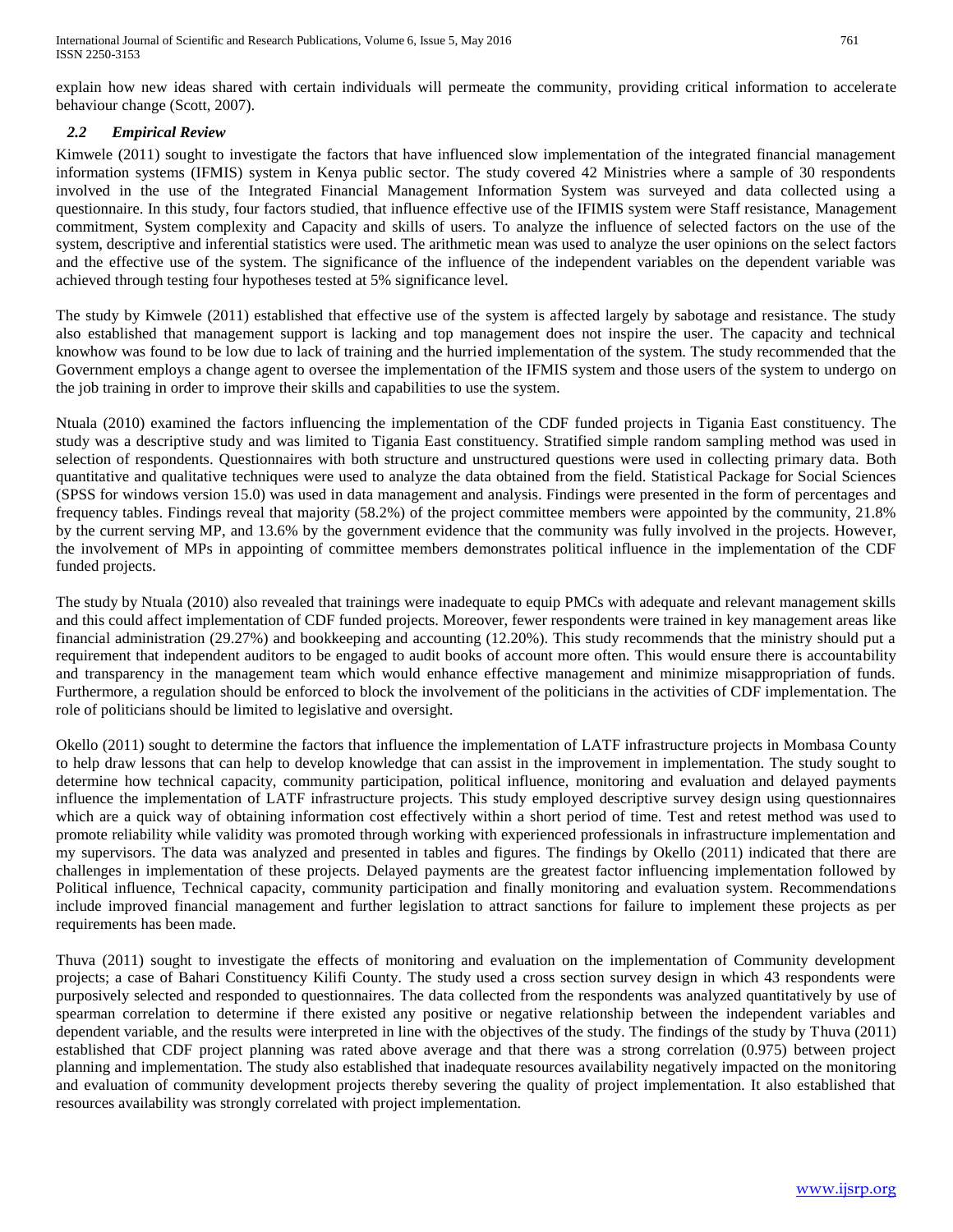explain how new ideas shared with certain individuals will permeate the community, providing critical information to accelerate behaviour change (Scott, 2007).

### *2.2 Empirical Review*

Kimwele (2011) sought to investigate the factors that have influenced slow implementation of the integrated financial management information systems (IFMIS) system in Kenya public sector. The study covered 42 Ministries where a sample of 30 respondents involved in the use of the Integrated Financial Management Information System was surveyed and data collected using a questionnaire. In this study, four factors studied, that influence effective use of the IFIMIS system were Staff resistance, Management commitment, System complexity and Capacity and skills of users. To analyze the influence of selected factors on the use of the system, descriptive and inferential statistics were used. The arithmetic mean was used to analyze the user opinions on the select factors and the effective use of the system. The significance of the influence of the independent variables on the dependent variable was achieved through testing four hypotheses tested at 5% significance level.

The study by Kimwele (2011) established that effective use of the system is affected largely by sabotage and resistance. The study also established that management support is lacking and top management does not inspire the user. The capacity and technical knowhow was found to be low due to lack of training and the hurried implementation of the system. The study recommended that the Government employs a change agent to oversee the implementation of the IFMIS system and those users of the system to undergo on the job training in order to improve their skills and capabilities to use the system.

Ntuala (2010) examined the factors influencing the implementation of the CDF funded projects in Tigania East constituency. The study was a descriptive study and was limited to Tigania East constituency. Stratified simple random sampling method was used in selection of respondents. Questionnaires with both structure and unstructured questions were used in collecting primary data. Both quantitative and qualitative techniques were used to analyze the data obtained from the field. Statistical Package for Social Sciences (SPSS for windows version 15.0) was used in data management and analysis. Findings were presented in the form of percentages and frequency tables. Findings reveal that majority (58.2%) of the project committee members were appointed by the community, 21.8% by the current serving MP, and 13.6% by the government evidence that the community was fully involved in the projects. However, the involvement of MPs in appointing of committee members demonstrates political influence in the implementation of the CDF funded projects.

The study by Ntuala (2010) also revealed that trainings were inadequate to equip PMCs with adequate and relevant management skills and this could affect implementation of CDF funded projects. Moreover, fewer respondents were trained in key management areas like financial administration (29.27%) and bookkeeping and accounting (12.20%). This study recommends that the ministry should put a requirement that independent auditors to be engaged to audit books of account more often. This would ensure there is accountability and transparency in the management team which would enhance effective management and minimize misappropriation of funds. Furthermore, a regulation should be enforced to block the involvement of the politicians in the activities of CDF implementation. The role of politicians should be limited to legislative and oversight.

Okello (2011) sought to determine the factors that influence the implementation of LATF infrastructure projects in Mombasa County to help draw lessons that can help to develop knowledge that can assist in the improvement in implementation. The study sought to determine how technical capacity, community participation, political influence, monitoring and evaluation and delayed payments influence the implementation of LATF infrastructure projects. This study employed descriptive survey design using questionnaires which are a quick way of obtaining information cost effectively within a short period of time. Test and retest method was used to promote reliability while validity was promoted through working with experienced professionals in infrastructure implementation and my supervisors. The data was analyzed and presented in tables and figures. The findings by Okello (2011) indicated that there are challenges in implementation of these projects. Delayed payments are the greatest factor influencing implementation followed by Political influence, Technical capacity, community participation and finally monitoring and evaluation system. Recommendations include improved financial management and further legislation to attract sanctions for failure to implement these projects as per requirements has been made.

Thuva (2011) sought to investigate the effects of monitoring and evaluation on the implementation of Community development projects; a case of Bahari Constituency Kilifi County. The study used a cross section survey design in which 43 respondents were purposively selected and responded to questionnaires. The data collected from the respondents was analyzed quantitatively by use of spearman correlation to determine if there existed any positive or negative relationship between the independent variables and dependent variable, and the results were interpreted in line with the objectives of the study. The findings of the study by Thuva (2011) established that CDF project planning was rated above average and that there was a strong correlation (0.975) between project planning and implementation. The study also established that inadequate resources availability negatively impacted on the monitoring and evaluation of community development projects thereby severing the quality of project implementation. It also established that resources availability was strongly correlated with project implementation.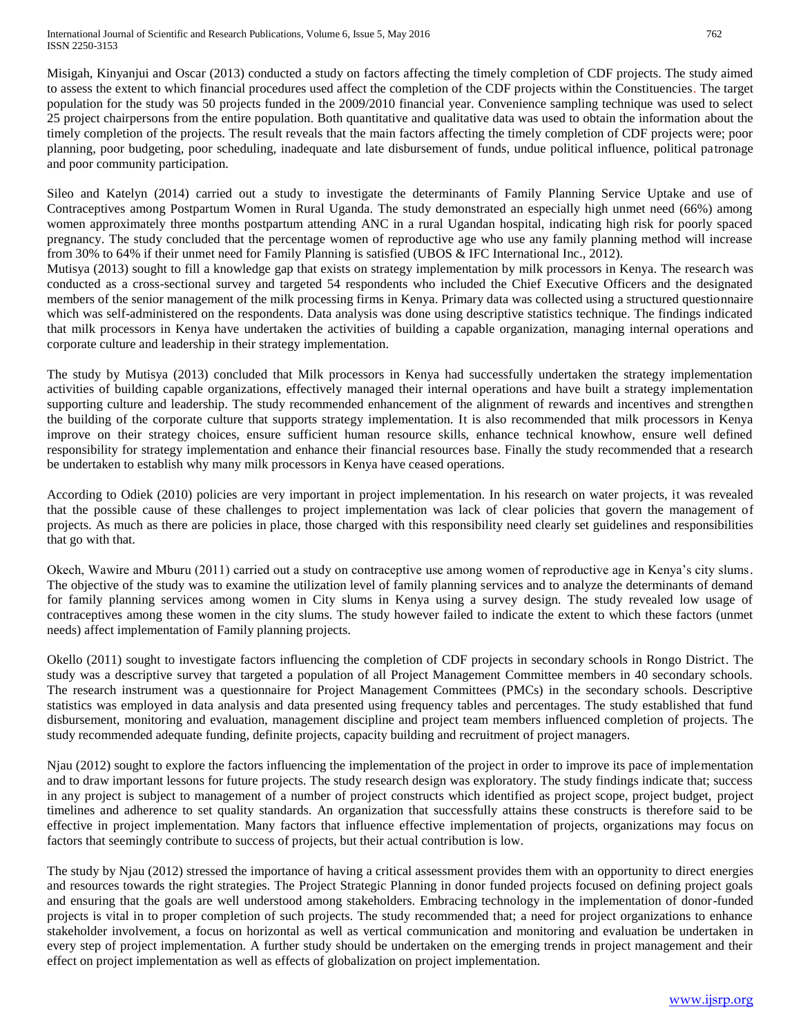Misigah, Kinyanjui and Oscar (2013) conducted a study on factors affecting the timely completion of CDF projects. The study aimed to assess the extent to which financial procedures used affect the completion of the CDF projects within the Constituencies. The target population for the study was 50 projects funded in the 2009/2010 financial year. Convenience sampling technique was used to select 25 project chairpersons from the entire population. Both quantitative and qualitative data was used to obtain the information about the timely completion of the projects. The result reveals that the main factors affecting the timely completion of CDF projects were; poor planning, poor budgeting, poor scheduling, inadequate and late disbursement of funds, undue political influence, political patronage and poor community participation.

Sileo and Katelyn (2014) carried out a study to investigate the determinants of Family Planning Service Uptake and use of Contraceptives among Postpartum Women in Rural Uganda. The study demonstrated an especially high unmet need (66%) among women approximately three months postpartum attending ANC in a rural Ugandan hospital, indicating high risk for poorly spaced pregnancy. The study concluded that the percentage women of reproductive age who use any family planning method will increase from 30% to 64% if their unmet need for Family Planning is satisfied (UBOS & IFC International Inc., 2012).

Mutisya (2013) sought to fill a knowledge gap that exists on strategy implementation by milk processors in Kenya. The research was conducted as a cross-sectional survey and targeted 54 respondents who included the Chief Executive Officers and the designated members of the senior management of the milk processing firms in Kenya. Primary data was collected using a structured questionnaire which was self-administered on the respondents. Data analysis was done using descriptive statistics technique. The findings indicated that milk processors in Kenya have undertaken the activities of building a capable organization, managing internal operations and corporate culture and leadership in their strategy implementation.

The study by Mutisya (2013) concluded that Milk processors in Kenya had successfully undertaken the strategy implementation activities of building capable organizations, effectively managed their internal operations and have built a strategy implementation supporting culture and leadership. The study recommended enhancement of the alignment of rewards and incentives and strengthen the building of the corporate culture that supports strategy implementation. It is also recommended that milk processors in Kenya improve on their strategy choices, ensure sufficient human resource skills, enhance technical knowhow, ensure well defined responsibility for strategy implementation and enhance their financial resources base. Finally the study recommended that a research be undertaken to establish why many milk processors in Kenya have ceased operations.

According to Odiek (2010) policies are very important in project implementation. In his research on water projects, it was revealed that the possible cause of these challenges to project implementation was lack of clear policies that govern the management of projects. As much as there are policies in place, those charged with this responsibility need clearly set guidelines and responsibilities that go with that.

Okech, Wawire and Mburu (2011) carried out a study on contraceptive use among women of reproductive age in Kenya's city slums. The objective of the study was to examine the utilization level of family planning services and to analyze the determinants of demand for family planning services among women in City slums in Kenya using a survey design. The study revealed low usage of contraceptives among these women in the city slums. The study however failed to indicate the extent to which these factors (unmet needs) affect implementation of Family planning projects.

Okello (2011) sought to investigate factors influencing the completion of CDF projects in secondary schools in Rongo District. The study was a descriptive survey that targeted a population of all Project Management Committee members in 40 secondary schools. The research instrument was a questionnaire for Project Management Committees (PMCs) in the secondary schools. Descriptive statistics was employed in data analysis and data presented using frequency tables and percentages. The study established that fund disbursement, monitoring and evaluation, management discipline and project team members influenced completion of projects. The study recommended adequate funding, definite projects, capacity building and recruitment of project managers.

Njau (2012) sought to explore the factors influencing the implementation of the project in order to improve its pace of implementation and to draw important lessons for future projects. The study research design was exploratory. The study findings indicate that; success in any project is subject to management of a number of project constructs which identified as project scope, project budget, project timelines and adherence to set quality standards. An organization that successfully attains these constructs is therefore said to be effective in project implementation. Many factors that influence effective implementation of projects, organizations may focus on factors that seemingly contribute to success of projects, but their actual contribution is low.

The study by Njau (2012) stressed the importance of having a critical assessment provides them with an opportunity to direct energies and resources towards the right strategies. The Project Strategic Planning in donor funded projects focused on defining project goals and ensuring that the goals are well understood among stakeholders. Embracing technology in the implementation of donor-funded projects is vital in to proper completion of such projects. The study recommended that; a need for project organizations to enhance stakeholder involvement, a focus on horizontal as well as vertical communication and monitoring and evaluation be undertaken in every step of project implementation. A further study should be undertaken on the emerging trends in project management and their effect on project implementation as well as effects of globalization on project implementation.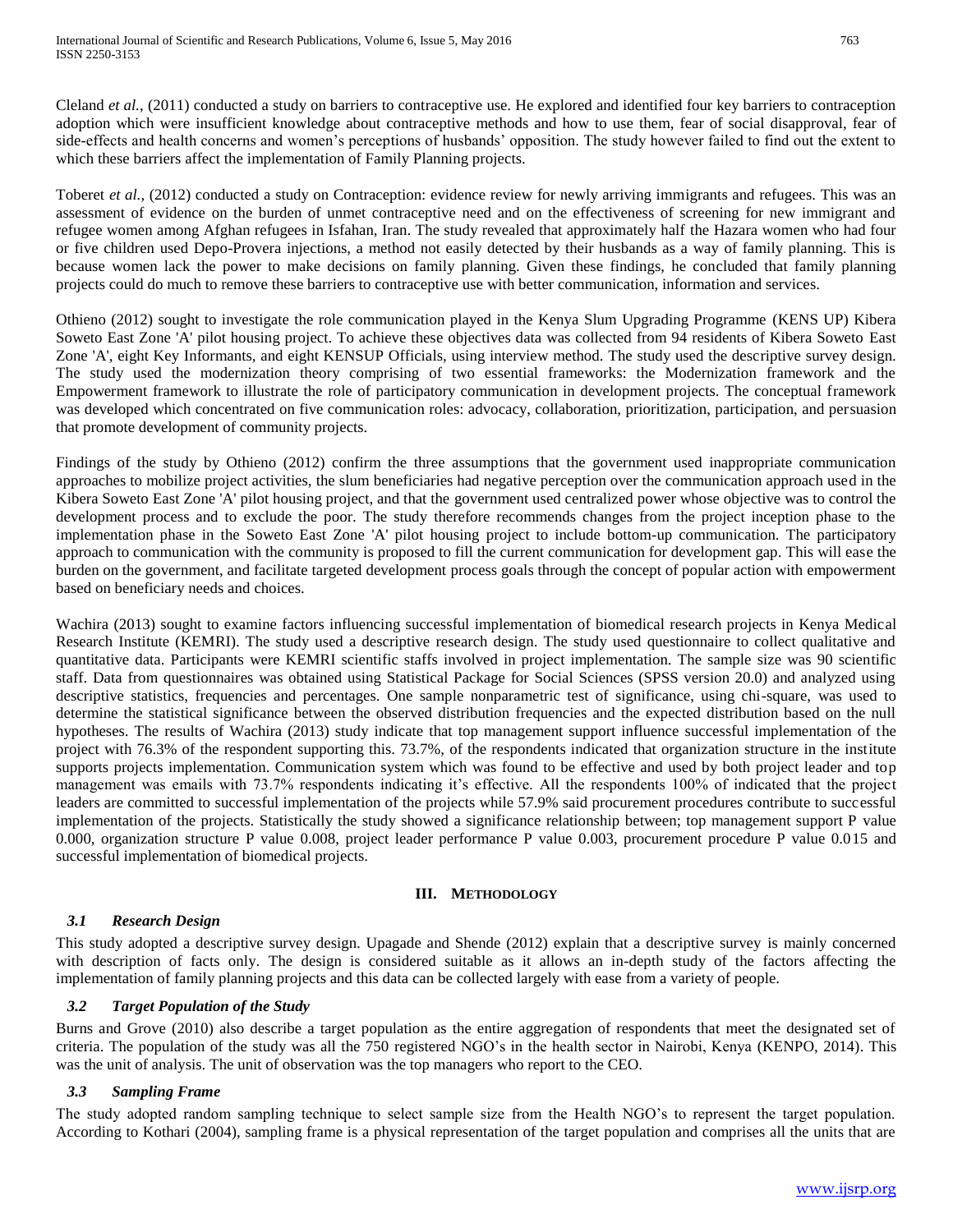Cleland *et al.,* (2011) conducted a study on barriers to contraceptive use. He explored and identified four key barriers to contraception adoption which were insufficient knowledge about contraceptive methods and how to use them, fear of social disapproval, fear of side-effects and health concerns and women's perceptions of husbands' opposition. The study however failed to find out the extent to which these barriers affect the implementation of Family Planning projects.

Toberet *et al.,* (2012) conducted a study on Contraception: evidence review for newly arriving immigrants and refugees. This was an assessment of evidence on the burden of unmet contraceptive need and on the effectiveness of screening for new immigrant and refugee women among Afghan refugees in Isfahan, Iran. The study revealed that approximately half the Hazara women who had four or five children used Depo-Provera injections, a method not easily detected by their husbands as a way of family planning. This is because women lack the power to make decisions on family planning. Given these findings, he concluded that family planning projects could do much to remove these barriers to contraceptive use with better communication, information and services.

Othieno (2012) sought to investigate the role communication played in the Kenya Slum Upgrading Programme (KENS UP) Kibera Soweto East Zone 'A' pilot housing project. To achieve these objectives data was collected from 94 residents of Kibera Soweto East Zone 'A', eight Key Informants, and eight KENSUP Officials, using interview method. The study used the descriptive survey design. The study used the modernization theory comprising of two essential frameworks: the Modernization framework and the Empowerment framework to illustrate the role of participatory communication in development projects. The conceptual framework was developed which concentrated on five communication roles: advocacy, collaboration, prioritization, participation, and persuasion that promote development of community projects.

Findings of the study by Othieno (2012) confirm the three assumptions that the government used inappropriate communication approaches to mobilize project activities, the slum beneficiaries had negative perception over the communication approach used in the Kibera Soweto East Zone 'A' pilot housing project, and that the government used centralized power whose objective was to control the development process and to exclude the poor. The study therefore recommends changes from the project inception phase to the implementation phase in the Soweto East Zone 'A' pilot housing project to include bottom-up communication. The participatory approach to communication with the community is proposed to fill the current communication for development gap. This will ease the burden on the government, and facilitate targeted development process goals through the concept of popular action with empowerment based on beneficiary needs and choices.

Wachira (2013) sought to examine factors influencing successful implementation of biomedical research projects in Kenya Medical Research Institute (KEMRI). The study used a descriptive research design. The study used questionnaire to collect qualitative and quantitative data. Participants were KEMRI scientific staffs involved in project implementation. The sample size was 90 scientific staff. Data from questionnaires was obtained using Statistical Package for Social Sciences (SPSS version 20.0) and analyzed using descriptive statistics, frequencies and percentages. One sample nonparametric test of significance, using chi-square, was used to determine the statistical significance between the observed distribution frequencies and the expected distribution based on the null hypotheses. The results of Wachira (2013) study indicate that top management support influence successful implementation of the project with 76.3% of the respondent supporting this. 73.7%, of the respondents indicated that organization structure in the institute supports projects implementation. Communication system which was found to be effective and used by both project leader and top management was emails with 73.7% respondents indicating it's effective. All the respondents 100% of indicated that the project leaders are committed to successful implementation of the projects while 57.9% said procurement procedures contribute to successful implementation of the projects. Statistically the study showed a significance relationship between; top management support P value 0.000, organization structure P value 0.008, project leader performance P value 0.003, procurement procedure P value 0.015 and successful implementation of biomedical projects.

## III. Methodology

### *3.1 Research Design*

This study adopted a descriptive survey design. Upagade and Shende (2012) explain that a descriptive survey is mainly concerned with description of facts only. The design is considered suitable as it allows an in-depth study of the factors affecting the implementation of family planning projects and this data can be collected largely with ease from a variety of people.

### *3.2 Target Population of the Study*

Burns and Grove (2010) also describe a target population as the entire aggregation of respondents that meet the designated set of criteria. The population of the study was all the 750 registered NGO's in the health sector in Nairobi, Kenya (KENPO, 2014). This was the unit of analysis. The unit of observation was the top managers who report to the CEO.

### *3.3 Sampling Frame*

The study adopted random sampling technique to select sample size from the Health NGO's to represent the target population. According to Kothari (2004), sampling frame is a physical representation of the target population and comprises all the units that are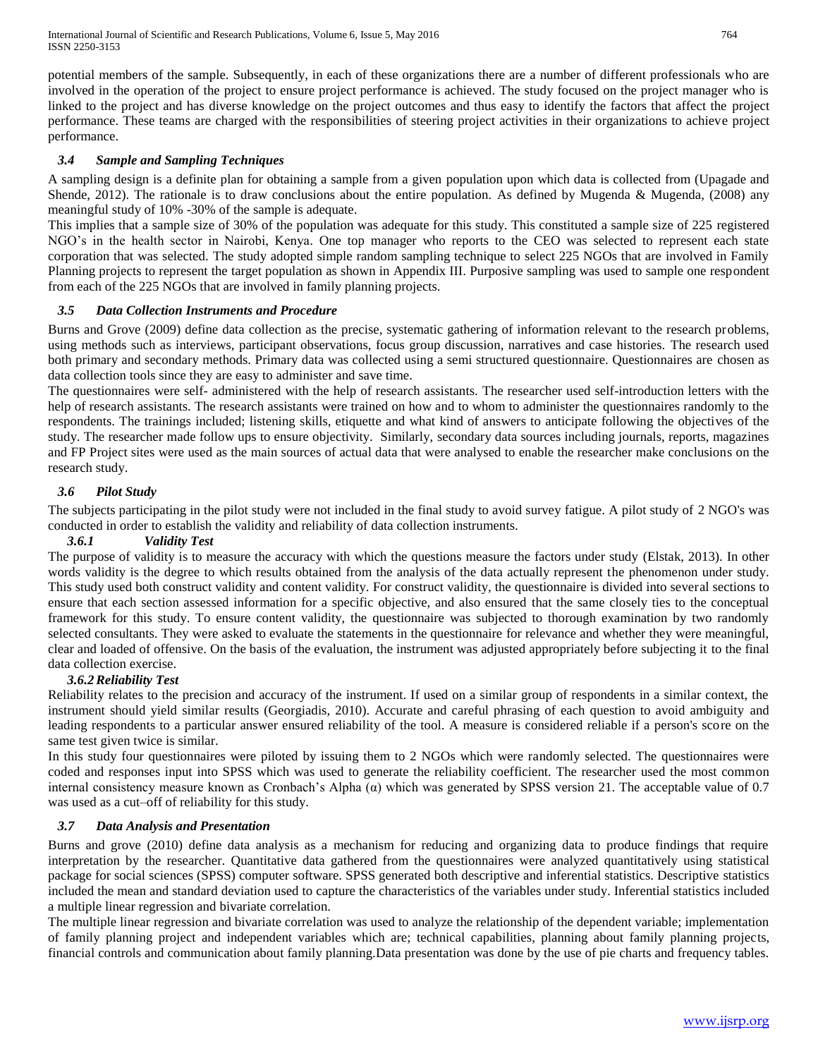potential members of the sample. Subsequently, in each of these organizations there are a number of different professionals who are involved in the operation of the project to ensure project performance is achieved. The study focused on the project manager who is linked to the project and has diverse knowledge on the project outcomes and thus easy to identify the factors that affect the project performance. These teams are charged with the responsibilities of steering project activities in their organizations to achieve project performance.

### *3.4 Sample and Sampling Techniques*

A sampling design is a definite plan for obtaining a sample from a given population upon which data is collected from (Upagade and Shende, 2012). The rationale is to draw conclusions about the entire population. As defined by Mugenda & Mugenda, (2008) any meaningful study of 10% -30% of the sample is adequate.

This implies that a sample size of 30% of the population was adequate for this study. This constituted a sample size of 225 registered NGO's in the health sector in Nairobi, Kenya. One top manager who reports to the CEO was selected to represent each state corporation that was selected. The study adopted simple random sampling technique to select 225 NGOs that are involved in Family Planning projects to represent the target population as shown in Appendix III. Purposive sampling was used to sample one respondent from each of the 225 NGOs that are involved in family planning projects.

### *3.5 Data Collection Instruments and Procedure*

Burns and Grove (2009) define data collection as the precise, systematic gathering of information relevant to the research problems, using methods such as interviews, participant observations, focus group discussion, narratives and case histories. The research used both primary and secondary methods. Primary data was collected using a semi structured questionnaire. Questionnaires are chosen as data collection tools since they are easy to administer and save time.

The questionnaires were self- administered with the help of research assistants. The researcher used self-introduction letters with the help of research assistants. The research assistants were trained on how and to whom to administer the questionnaires randomly to the respondents. The trainings included; listening skills, etiquette and what kind of answers to anticipate following the objectives of the study. The researcher made follow ups to ensure objectivity. Similarly, secondary data sources including journals, reports, magazines and FP Project sites were used as the main sources of actual data that were analysed to enable the researcher make conclusions on the research study.

### *3.6 Pilot Study*

The subjects participating in the pilot study were not included in the final study to avoid survey fatigue. A pilot study of 2 NGO's was conducted in order to establish the validity and reliability of data collection instruments.

#### *3.6.1 Validity Test*

The purpose of validity is to measure the accuracy with which the questions measure the factors under study (Elstak, 2013). In other words validity is the degree to which results obtained from the analysis of the data actually represent the phenomenon under study. This study used both construct validity and content validity. For construct validity, the questionnaire is divided into several sections to ensure that each section assessed information for a specific objective, and also ensured that the same closely ties to the conceptual framework for this study. To ensure content validity, the questionnaire was subjected to thorough examination by two randomly selected consultants. They were asked to evaluate the statements in the questionnaire for relevance and whether they were meaningful, clear and loaded of offensive. On the basis of the evaluation, the instrument was adjusted appropriately before subjecting it to the final data collection exercise.

#### *3.6.2 Reliability Test*

Reliability relates to the precision and accuracy of the instrument. If used on a similar group of respondents in a similar context, the instrument should yield similar results (Georgiadis, 2010). Accurate and careful phrasing of each question to avoid ambiguity and leading respondents to a particular answer ensured reliability of the tool. A measure is considered reliable if a person's score on the same test given twice is similar.

In this study four questionnaires were piloted by issuing them to 2 NGOs which were randomly selected. The questionnaires were coded and responses input into SPSS which was used to generate the reliability coefficient. The researcher used the most common internal consistency measure known as Cronbach's Alpha ($\alpha$) which was generated by SPSS version 21. The acceptable value of 0.7 was used as a cut–off of reliability for this study.

### *3.7 Data Analysis and Presentation*

Burns and grove (2010) define data analysis as a mechanism for reducing and organizing data to produce findings that require interpretation by the researcher. Quantitative data gathered from the questionnaires were analyzed quantitatively using statistical package for social sciences (SPSS) computer software. SPSS generated both descriptive and inferential statistics. Descriptive statistics included the mean and standard deviation used to capture the characteristics of the variables under study. Inferential statistics included a multiple linear regression and bivariate correlation.

The multiple linear regression and bivariate correlation was used to analyze the relationship of the dependent variable; implementation of family planning project and independent variables which are; technical capabilities, planning about family planning projects, financial controls and communication about family planning.Data presentation was done by the use of pie charts and frequency tables.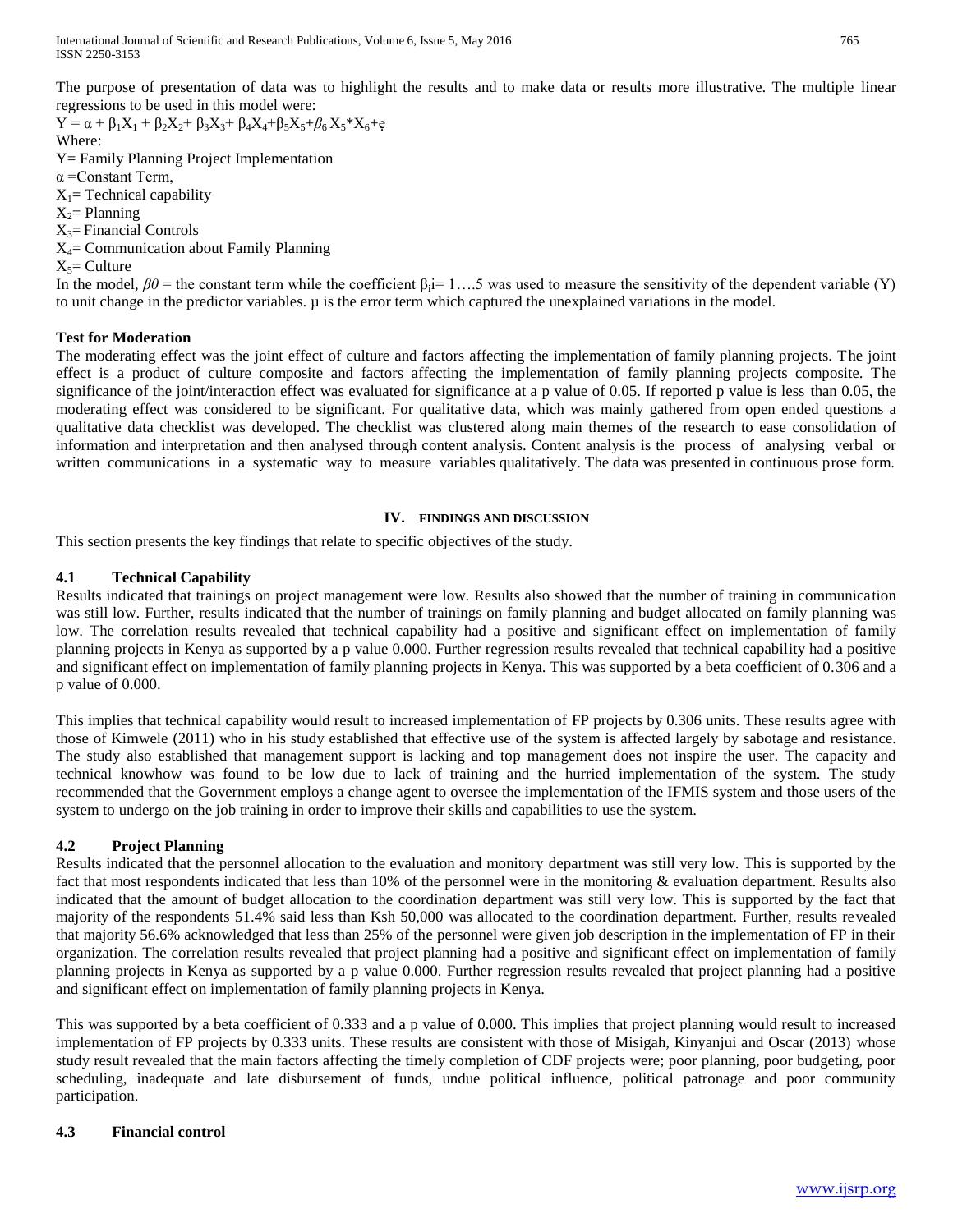The purpose of presentation of data was to highlight the results and to make data or results more illustrative. The multiple linear regressions to be used in this model were:

$Y = \alpha + \beta_1 X_1 + \beta_2 X_2 + \beta_3 X_3 + \beta_4 X_4 + \beta_5 X_5 + \beta_6 X_5 * X_6 + ȩ$

Where:

Y= Family Planning Project Implementation

$\alpha$ =Constant Term,

$X_1$= Technical capability

$X_2$= Planning

$X_3$= Financial Controls

$X_4$= Communication about Family Planning

$X_5$= Culture

In the model, $\beta 0$ = the constant term while the coefficient $\beta_i$i= 1….5 was used to measure the sensitivity of the dependent variable (Y) to unit change in the predictor variables. µ is the error term which captured the unexplained variations in the model.

**Test for Moderation**

The moderating effect was the joint effect of culture and factors affecting the implementation of family planning projects. The joint effect is a product of culture composite and factors affecting the implementation of family planning projects composite. The significance of the joint/interaction effect was evaluated for significance at a p value of 0.05. If reported p value is less than 0.05, the moderating effect was considered to be significant. For qualitative data, which was mainly gathered from open ended questions a qualitative data checklist was developed. The checklist was clustered along main themes of the research to ease consolidation of information and interpretation and then analysed through content analysis. Content analysis is the process of analysing verbal or written communications in a systematic way to measure variables qualitatively. The data was presented in continuous prose form.

## IV. FINDINGS AND DISCUSSION

This section presents the key findings that relate to specific objectives of the study.

### 4.1 Technical Capability

Results indicated that trainings on project management were low. Results also showed that the number of training in communication was still low. Further, results indicated that the number of trainings on family planning and budget allocated on family planning was low. The correlation results revealed that technical capability had a positive and significant effect on implementation of family planning projects in Kenya as supported by a p value 0.000. Further regression results revealed that technical capability had a positive and significant effect on implementation of family planning projects in Kenya. This was supported by a beta coefficient of 0.306 and a p value of 0.000.

This implies that technical capability would result to increased implementation of FP projects by 0.306 units. These results agree with those of Kimwele (2011) who in his study established that effective use of the system is affected largely by sabotage and resistance. The study also established that management support is lacking and top management does not inspire the user. The capacity and technical knowhow was found to be low due to lack of training and the hurried implementation of the system. The study recommended that the Government employs a change agent to oversee the implementation of the IFMIS system and those users of the system to undergo on the job training in order to improve their skills and capabilities to use the system.

### 4.2 Project Planning

Results indicated that the personnel allocation to the evaluation and monitory department was still very low. This is supported by the fact that most respondents indicated that less than 10% of the personnel were in the monitoring & evaluation department. Results also indicated that the amount of budget allocation to the coordination department was still very low. This is supported by the fact that majority of the respondents 51.4% said less than Ksh 50,000 was allocated to the coordination department. Further, results revealed that majority 56.6% acknowledged that less than 25% of the personnel were given job description in the implementation of FP in their organization. The correlation results revealed that project planning had a positive and significant effect on implementation of family planning projects in Kenya as supported by a p value 0.000. Further regression results revealed that project planning had a positive and significant effect on implementation of family planning projects in Kenya.

This was supported by a beta coefficient of 0.333 and a p value of 0.000. This implies that project planning would result to increased implementation of FP projects by 0.333 units. These results are consistent with those of Misigah, Kinyanjui and Oscar (2013) whose study result revealed that the main factors affecting the timely completion of CDF projects were; poor planning, poor budgeting, poor scheduling, inadequate and late disbursement of funds, undue political influence, political patronage and poor community participation.

### 4.3 Financial control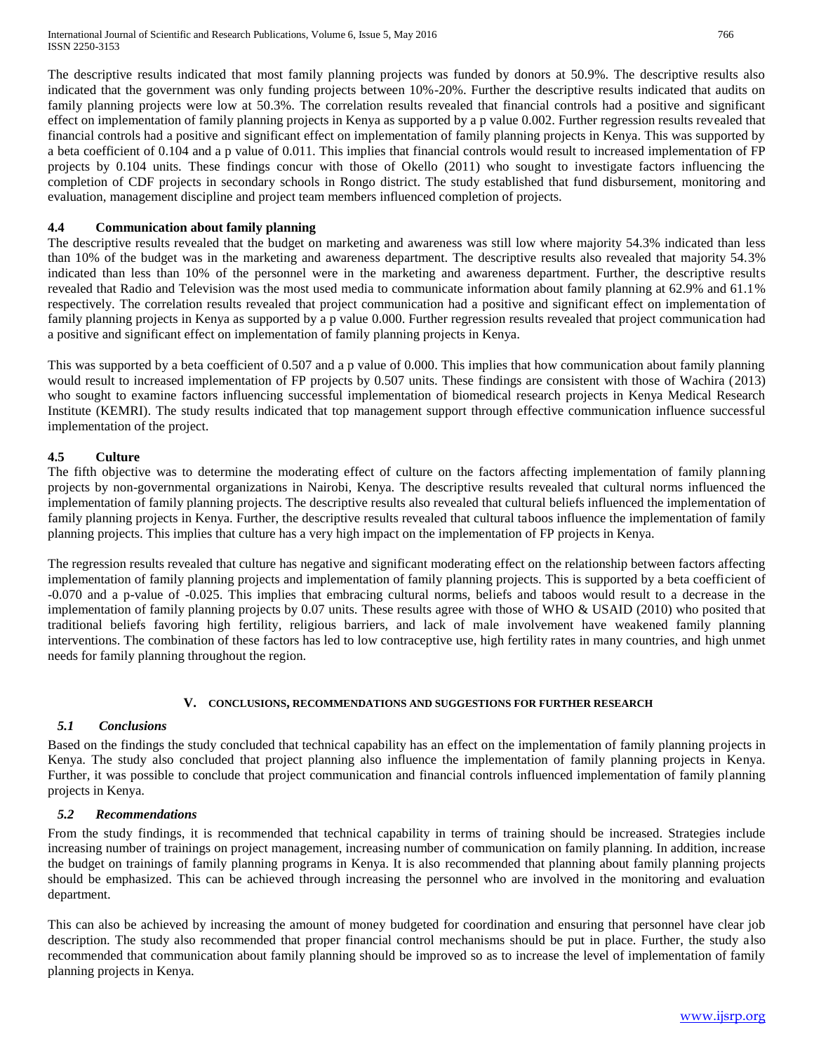The descriptive results indicated that most family planning projects was funded by donors at 50.9%. The descriptive results also indicated that the government was only funding projects between 10%-20%. Further the descriptive results indicated that audits on family planning projects were low at 50.3%. The correlation results revealed that financial controls had a positive and significant effect on implementation of family planning projects in Kenya as supported by a p value 0.002. Further regression results revealed that financial controls had a positive and significant effect on implementation of family planning projects in Kenya. This was supported by a beta coefficient of 0.104 and a p value of 0.011. This implies that financial controls would result to increased implementation of FP projects by 0.104 units. These findings concur with those of Okello (2011) who sought to investigate factors influencing the completion of CDF projects in secondary schools in Rongo district. The study established that fund disbursement, monitoring and evaluation, management discipline and project team members influenced completion of projects.

### 4.4 Communication about family planning

The descriptive results revealed that the budget on marketing and awareness was still low where majority 54.3% indicated than less than 10% of the budget was in the marketing and awareness department. The descriptive results also revealed that majority 54.3% indicated than less than 10% of the personnel were in the marketing and awareness department. Further, the descriptive results revealed that Radio and Television was the most used media to communicate information about family planning at 62.9% and 61.1% respectively. The correlation results revealed that project communication had a positive and significant effect on implementation of family planning projects in Kenya as supported by a p value 0.000. Further regression results revealed that project communication had a positive and significant effect on implementation of family planning projects in Kenya.

This was supported by a beta coefficient of 0.507 and a p value of 0.000. This implies that how communication about family planning would result to increased implementation of FP projects by 0.507 units. These findings are consistent with those of Wachira (2013) who sought to examine factors influencing successful implementation of biomedical research projects in Kenya Medical Research Institute (KEMRI). The study results indicated that top management support through effective communication influence successful implementation of the project.

### 4.5 Culture

The fifth objective was to determine the moderating effect of culture on the factors affecting implementation of family planning projects by non-governmental organizations in Nairobi, Kenya. The descriptive results revealed that cultural norms influenced the implementation of family planning projects. The descriptive results also revealed that cultural beliefs influenced the implementation of family planning projects in Kenya. Further, the descriptive results revealed that cultural taboos influence the implementation of family planning projects. This implies that culture has a very high impact on the implementation of FP projects in Kenya.

The regression results revealed that culture has negative and significant moderating effect on the relationship between factors affecting implementation of family planning projects and implementation of family planning projects. This is supported by a beta coefficient of -0.070 and a p-value of -0.025. This implies that embracing cultural norms, beliefs and taboos would result to a decrease in the implementation of family planning projects by 0.07 units. These results agree with those of WHO & USAID (2010) who posited that traditional beliefs favoring high fertility, religious barriers, and lack of male involvement have weakened family planning interventions. The combination of these factors has led to low contraceptive use, high fertility rates in many countries, and high unmet needs for family planning throughout the region.

## V. CONCLUSIONS, RECOMMENDATIONS AND SUGGESTIONS FOR FURTHER RESEARCH

### *5.1 Conclusions*

Based on the findings the study concluded that technical capability has an effect on the implementation of family planning projects in Kenya. The study also concluded that project planning also influence the implementation of family planning projects in Kenya. Further, it was possible to conclude that project communication and financial controls influenced implementation of family planning projects in Kenya.

### *5.2 Recommendations*

From the study findings, it is recommended that technical capability in terms of training should be increased. Strategies include increasing number of trainings on project management, increasing number of communication on family planning. In addition, increase the budget on trainings of family planning programs in Kenya. It is also recommended that planning about family planning projects should be emphasized. This can be achieved through increasing the personnel who are involved in the monitoring and evaluation department.

This can also be achieved by increasing the amount of money budgeted for coordination and ensuring that personnel have clear job description. The study also recommended that proper financial control mechanisms should be put in place. Further, the study also recommended that communication about family planning should be improved so as to increase the level of implementation of family planning projects in Kenya.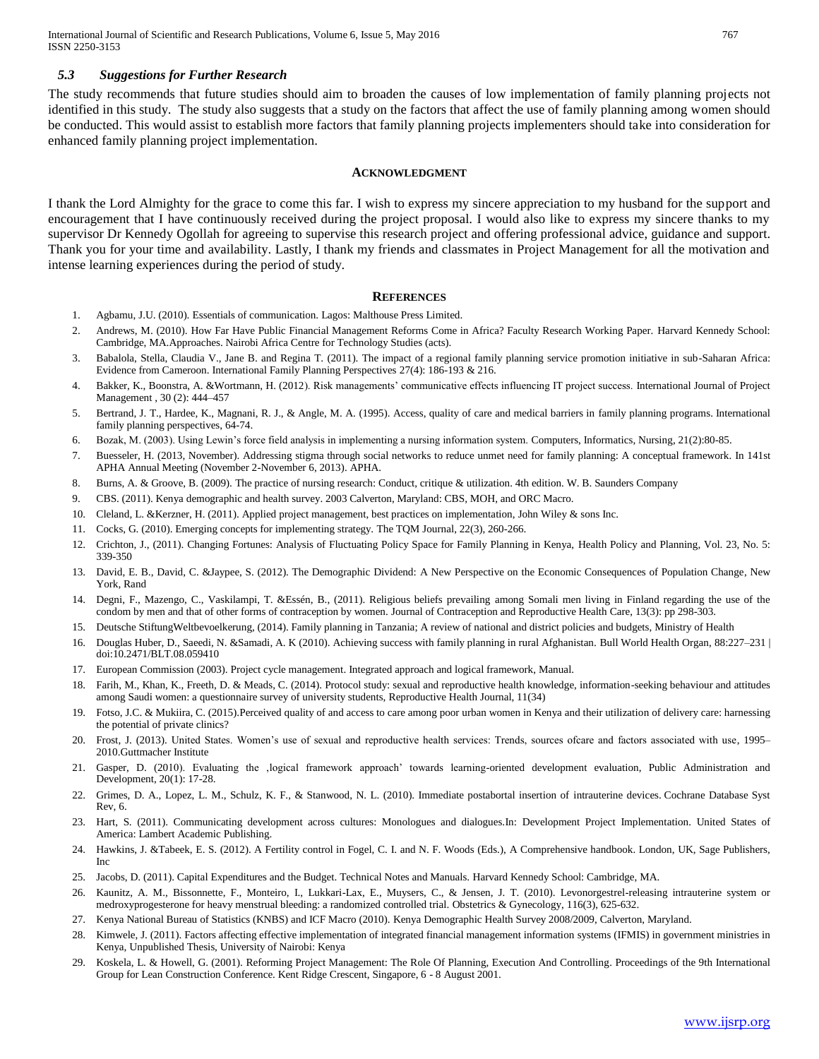### *5.3 Suggestions for Further Research*

The study recommends that future studies should aim to broaden the causes of low implementation of family planning projects not identified in this study. The study also suggests that a study on the factors that affect the use of family planning among women should be conducted. This would assist to establish more factors that family planning projects implementers should take into consideration for enhanced family planning project implementation.

## ACKNOWLEDGMENT

I thank the Lord Almighty for the grace to come this far. I wish to express my sincere appreciation to my husband for the support and encouragement that I have continuously received during the project proposal. I would also like to express my sincere thanks to my supervisor Dr Kennedy Ogollah for agreeing to supervise this research project and offering professional advice, guidance and support. Thank you for your time and availability. Lastly, I thank my friends and classmates in Project Management for all the motivation and intense learning experiences during the period of study.

## REFERENCES

1. Agbamu, J.U. (2010). Essentials of communication. Lagos: Malthouse Press Limited.
2. Andrews, M. (2010). How Far Have Public Financial Management Reforms Come in Africa? Faculty Research Working Paper. Harvard Kennedy School: Cambridge, MA.Approaches. Nairobi Africa Centre for Technology Studies (acts).
3. Babalola, Stella, Claudia V., Jane B. and Regina T. (2011). The impact of a regional family planning service promotion initiative in sub-Saharan Africa: Evidence from Cameroon. International Family Planning Perspectives 27(4): 186-193 & 216.
4. Bakker, K., Boonstra, A. &Wortmann, H. (2012). Risk managements' communicative effects influencing IT project success. International Journal of Project Management , 30 (2): 444–457
5. Bertrand, J. T., Hardee, K., Magnani, R. J., & Angle, M. A. (1995). Access, quality of care and medical barriers in family planning programs. International family planning perspectives, 64-74.
6. Bozak, M. (2003). Using Lewin's force field analysis in implementing a nursing information system. Computers, Informatics, Nursing, 21(2):80-85.
7. Buesseler, H. (2013, November). Addressing stigma through social networks to reduce unmet need for family planning: A conceptual framework. In 141st APHA Annual Meeting (November 2-November 6, 2013). APHA.
8. Burns, A. & Groove, B. (2009). The practice of nursing research: Conduct, critique & utilization. 4th edition. W. B. Saunders Company
9. CBS. (2011). Kenya demographic and health survey. 2003 Calverton, Maryland: CBS, MOH, and ORC Macro.
10. Cleland, L. &Kerzner, H. (2011). Applied project management, best practices on implementation, John Wiley & sons Inc.
11. Cocks, G. (2010). Emerging concepts for implementing strategy. The TQM Journal, 22(3), 260-266.
12. Crichton, J., (2011). Changing Fortunes: Analysis of Fluctuating Policy Space for Family Planning in Kenya, Health Policy and Planning, Vol. 23, No. 5: 339-350
13. David, E. B., David, C. &Jaypee, S. (2012). The Demographic Dividend: A New Perspective on the Economic Consequences of Population Change, New York, Rand
14. Degni, F., Mazengo, C., Vaskilampi, T. &Essén, B., (2011). Religious beliefs prevailing among Somali men living in Finland regarding the use of the condom by men and that of other forms of contraception by women. Journal of Contraception and Reproductive Health Care, 13(3): pp 298-303.
15. Deutsche StiftungWeltbevoelkerung, (2014). Family planning in Tanzania; A review of national and district policies and budgets, Ministry of Health
16. Douglas Huber, D., Saeedi, N. &Samadi, A. K (2010). Achieving success with family planning in rural Afghanistan. Bull World Health Organ, 88:227–231 | doi:10.2471/BLT.08.059410
17. European Commission (2003). Project cycle management. Integrated approach and logical framework, Manual.
18. Farih, M., Khan, K., Freeth, D. & Meads, C. (2014). Protocol study: sexual and reproductive health knowledge, information-seeking behaviour and attitudes among Saudi women: a questionnaire survey of university students, Reproductive Health Journal, 11(34)
19. Fotso, J.C. & Mukiira, C. (2015).Perceived quality of and access to care among poor urban women in Kenya and their utilization of delivery care: harnessing the potential of private clinics?
20. Frost, J. (2013). United States. Women's use of sexual and reproductive health services: Trends, sources ofcare and factors associated with use, 1995–2010.Guttmacher Institute
21. Gasper, D. (2010). Evaluating the ‚logical framework approach' towards learning-oriented development evaluation, Public Administration and Development, 20(1): 17-28.
22. Grimes, D. A., Lopez, L. M., Schulz, K. F., & Stanwood, N. L. (2010). Immediate postabortal insertion of intrauterine devices. Cochrane Database Syst Rev, 6.
23. Hart, S. (2011). Communicating development across cultures: Monologues and dialogues.In: Development Project Implementation. United States of America: Lambert Academic Publishing.
24. Hawkins, J. &Tabeek, E. S. (2012). A Fertility control in Fogel, C. I. and N. F. Woods (Eds.), A Comprehensive handbook. London, UK, Sage Publishers, Inc
25. Jacobs, D. (2011). Capital Expenditures and the Budget. Technical Notes and Manuals. Harvard Kennedy School: Cambridge, MA.
26. Kaunitz, A. M., Bissonnette, F., Monteiro, I., Lukkari-Lax, E., Muysers, C., & Jensen, J. T. (2010). Levonorgestrel-releasing intrauterine system or medroxyprogesterone for heavy menstrual bleeding: a randomized controlled trial. Obstetrics & Gynecology, 116(3), 625-632.
27. Kenya National Bureau of Statistics (KNBS) and ICF Macro (2010). Kenya Demographic Health Survey 2008/2009, Calverton, Maryland.
28. Kimwele, J. (2011). Factors affecting effective implementation of integrated financial management information systems (IFMIS) in government ministries in Kenya, Unpublished Thesis, University of Nairobi: Kenya
29. Koskela, L. & Howell, G. (2001). Reforming Project Management: The Role Of Planning, Execution And Controlling. Proceedings of the 9th International Group for Lean Construction Conference. Kent Ridge Crescent, Singapore, 6 - 8 August 2001.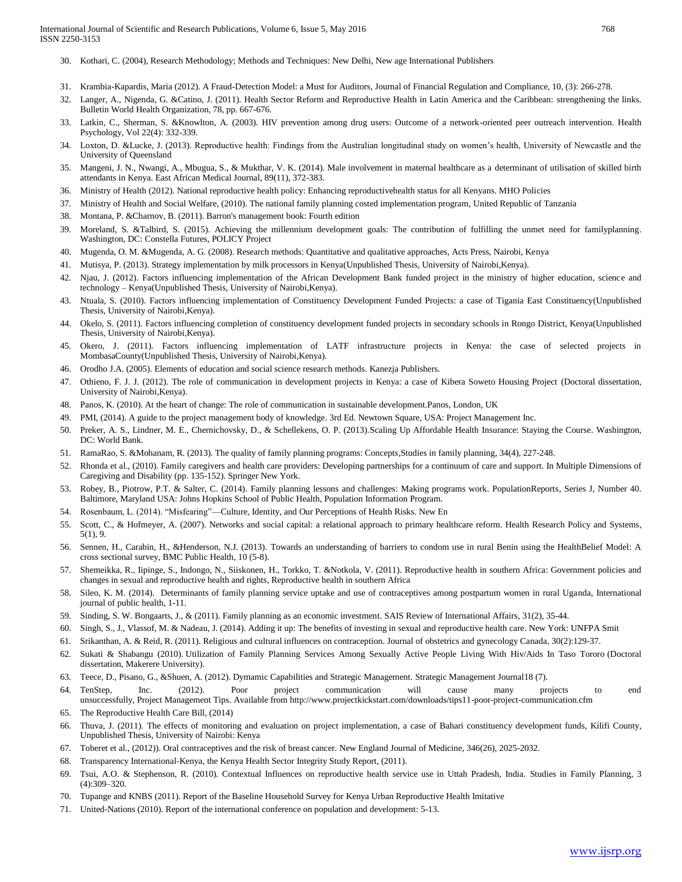30. Kothari, C. (2004), Research Methodology; Methods and Techniques: New Delhi, New age International Publishers
31. Krambia-Kapardis, Maria (2012). A Fraud-Detection Model: a Must for Auditors, Journal of Financial Regulation and Compliance, 10, (3): 266-278.
32. Langer, A., Nigenda, G. &Catino, J. (2011). Health Sector Reform and Reproductive Health in Latin America and the Caribbean: strengthening the links. Bulletin World Health Organization, 78, pp. 667-676.
33. Latkin, C., Sherman, S. &Knowlton, A. (2003). HIV prevention among drug users: Outcome of a network-oriented peer outreach intervention. Health Psychology, Vol 22(4): 332-339.
34. Loxton, D. &Lucke, J. (2013). Reproductive health: Findings from the Australian longitudinal study on women's health, University of Newcastle and the University of Queensland
35. Mangeni, J. N., Nwangi, A., Mbugua, S., & Mukthar, V. K. (2014). Male involvement in maternal healthcare as a determinant of utilisation of skilled birth attendants in Kenya. East African Medical Journal, 89(11), 372-383.
36. Ministry of Health (2012). National reproductive health policy: Enhancing reproductivehealth status for all Kenyans. MHO Policies
37. Ministry of Health and Social Welfare, (2010). The national family planning costed implementation program, United Republic of Tanzania
38. Montana, P. &Charnov, B. (2011). Barron's management book: Fourth edition
39. Moreland, S. &Talbird, S. (2015). Achieving the millennium development goals: The contribution of fulfilling the unmet need for familyplanning. Washington, DC: Constella Futures, POLICY Project
40. Mugenda, O. M. &Mugenda, A. G. (2008). Research methods: Quantitative and qualitative approaches, Acts Press, Nairobi, Kenya
41. Mutisya, P. (2013). Strategy implementation by milk processors in Kenya(Unpublished Thesis, University of Nairobi,Kenya).
42. Njau, J. (2012). Factors influencing implementation of the African Development Bank funded project in the ministry of higher education, science and technology – Kenya(Unpublished Thesis, University of Nairobi,Kenya).
43. Ntuala, S. (2010). Factors influencing implementation of Constituency Development Funded Projects: a case of Tigania East Constituency(Unpublished Thesis, University of Nairobi,Kenya).
44. Okelo, S. (2011). Factors influencing completion of constituency development funded projects in secondary schools in Rongo District, Kenya(Unpublished Thesis, University of Nairobi,Kenya).
45. Okero, J. (2011). Factors influencing implementation of LATF infrastructure projects in Kenya: the case of selected projects in MombasaCounty(Unpublished Thesis, University of Nairobi,Kenya).
46. Orodho J.A. (2005). Elements of education and social science research methods. Kanezja Publishers.
47. Othieno, F. J. J. (2012). The role of communication in development projects in Kenya: a case of Kibera Soweto Housing Project (Doctoral dissertation, University of Nairobi,Kenya).
48. Panos, K. (2010). At the heart of change: The role of communication in sustainable development.Panos, London, UK
49. PMI, (2014). A guide to the project management body of knowledge. 3rd Ed. Newtown Square, USA: Project Management Inc.
50. Preker, A. S., Lindner, M. E., Chernichovsky, D., & Schellekens, O. P. (2013).Scaling Up Affordable Health Insurance: Staying the Course. Washington, DC: World Bank.
51. RamaRao, S. &Mohanam, R. (2013). The quality of family planning programs: Concepts,Studies in family planning, 34(4), 227-248.
52. Rhonda et al., (2010). Family caregivers and health care providers: Developing partnerships for a continuum of care and support. In Multiple Dimensions of Caregiving and Disability (pp. 135-152). Springer New York.
53. Robey, B., Piotrow, P.T. & Salter, C. (2014). Family planning lessons and challenges: Making programs work. PopulationReports, Series J, Number 40. Baltimore, Maryland USA: Johns Hopkins School of Public Health, Population Information Program.
54. Rosenbaum, L. (2014). "Misfearing"—Culture, Identity, and Our Perceptions of Health Risks. New En
55. Scott, C., & Hofmeyer, A. (2007). Networks and social capital: a relational approach to primary healthcare reform. Health Research Policy and Systems, 5(1), 9.
56. Sennen, H., Carabin, H., &Henderson, N.J. (2013). Towards an understanding of barriers to condom use in rural Benin using the HealthBelief Model: A cross sectional survey, BMC Public Health, 10 (5-8).
57. Shemeikka, R., Iipinge, S., Indongo, N., Siiskonen, H., Torkko, T. &Notkola, V. (2011). Reproductive health in southern Africa: Government policies and changes in sexual and reproductive health and rights, Reproductive health in southern Africa
58. Sileo, K. M. (2014). Determinants of family planning service uptake and use of contraceptives among postpartum women in rural Uganda, International journal of public health, 1-11.
59. Sinding, S. W. Bongaarts, J., & (2011). Family planning as an economic investment. SAIS Review of International Affairs, 31(2), 35-44.
60. Singh, S., J., Vlassof, M. & Nadeau, J. (2014). Adding it up: The benefits of investing in sexual and reproductive health care. New York: UNFPA Smit
61. Srikanthan, A. & Reid, R. (2011). Religious and cultural influences on contraception. Journal of obstetrics and gynecology Canada, 30(2):129-37.
62. Sukati & Shabangu (2010). Utilization of Family Planning Services Among Sexually Active People Living With Hiv/Aids In Taso Tororo (Doctoral dissertation, Makerere University).
63. Teece, D., Pisano, G., &Shuen, A. (2012). Dymamic Capabilities and Strategic Management. Strategic Management Journal18 (7).
64. TenStep, Inc. (2012). Poor project communication will cause many projects to end unsuccessfully, Project Management Tips. Available from http://www.projectkickstart.com/downloads/tips11-poor-project-communication.cfm
65. The Reproductive Health Care Bill, (2014)
66. Thuva, J. (2011). The effects of monitoring and evaluation on project implementation, a case of Bahari constituency development funds, Kilifi County, Unpublished Thesis, University of Nairobi: Kenya
67. Toberet et al., (2012)). Oral contraceptives and the risk of breast cancer. New England Journal of Medicine, 346(26), 2025-2032.
68. Transparency International-Kenya, the Kenya Health Sector Integrity Study Report, (2011).
69. Tsui, A.O. & Stephenson, R. (2010). Contextual Influences on reproductive health service use in Uttah Pradesh, India. Studies in Family Planning, 3 (4):309–320.
70. Tupange and KNBS (2011). Report of the Baseline Household Survey for Kenya Urban Reproductive Health Imitative
71. United-Nations (2010). Report of the international conference on population and development: 5-13.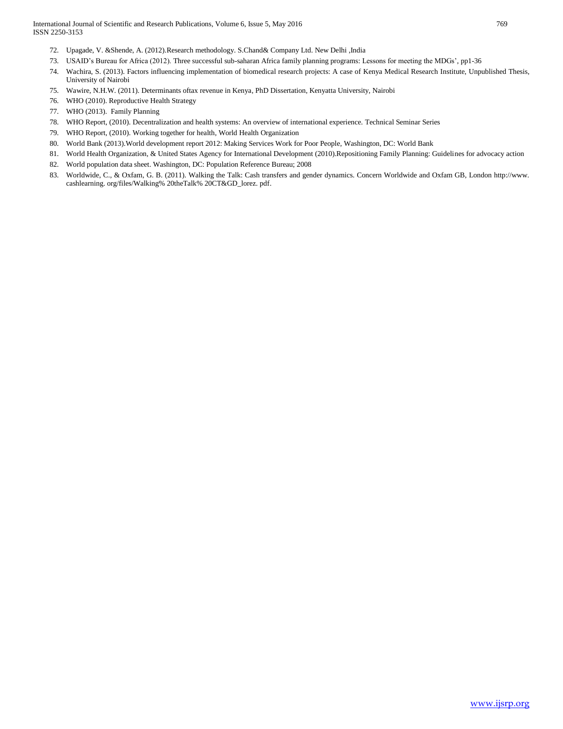72. Upagade, V. &Shende, A. (2012).Research methodology. S.Chand& Company Ltd. New Delhi ,India
73. USAID's Bureau for Africa (2012). Three successful sub-saharan Africa family planning programs: Lessons for meeting the MDGs', pp1-36
74. Wachira, S. (2013). Factors influencing implementation of biomedical research projects: A case of Kenya Medical Research Institute, Unpublished Thesis, University of Nairobi
75. Wawire, N.H.W. (2011). Determinants oftax revenue in Kenya, PhD Dissertation, Kenyatta University, Nairobi
76. WHO (2010). Reproductive Health Strategy
77. WHO (2013). Family Planning
78. WHO Report, (2010). Decentralization and health systems: An overview of international experience. Technical Seminar Series
79. WHO Report, (2010). Working together for health, World Health Organization
80. World Bank (2013).World development report 2012: Making Services Work for Poor People, Washington, DC: World Bank
81. World Health Organization, & United States Agency for International Development (2010).Repositioning Family Planning: Guidelines for advocacy action
82. World population data sheet. Washington, DC: Population Reference Bureau; 2008
83. Worldwide, C., & Oxfam, G. B. (2011). Walking the Talk: Cash transfers and gender dynamics. Concern Worldwide and Oxfam GB, London http://www. cashlearning. org/files/Walking% 20theTalk% 20CT&GD_lorez. pdf.